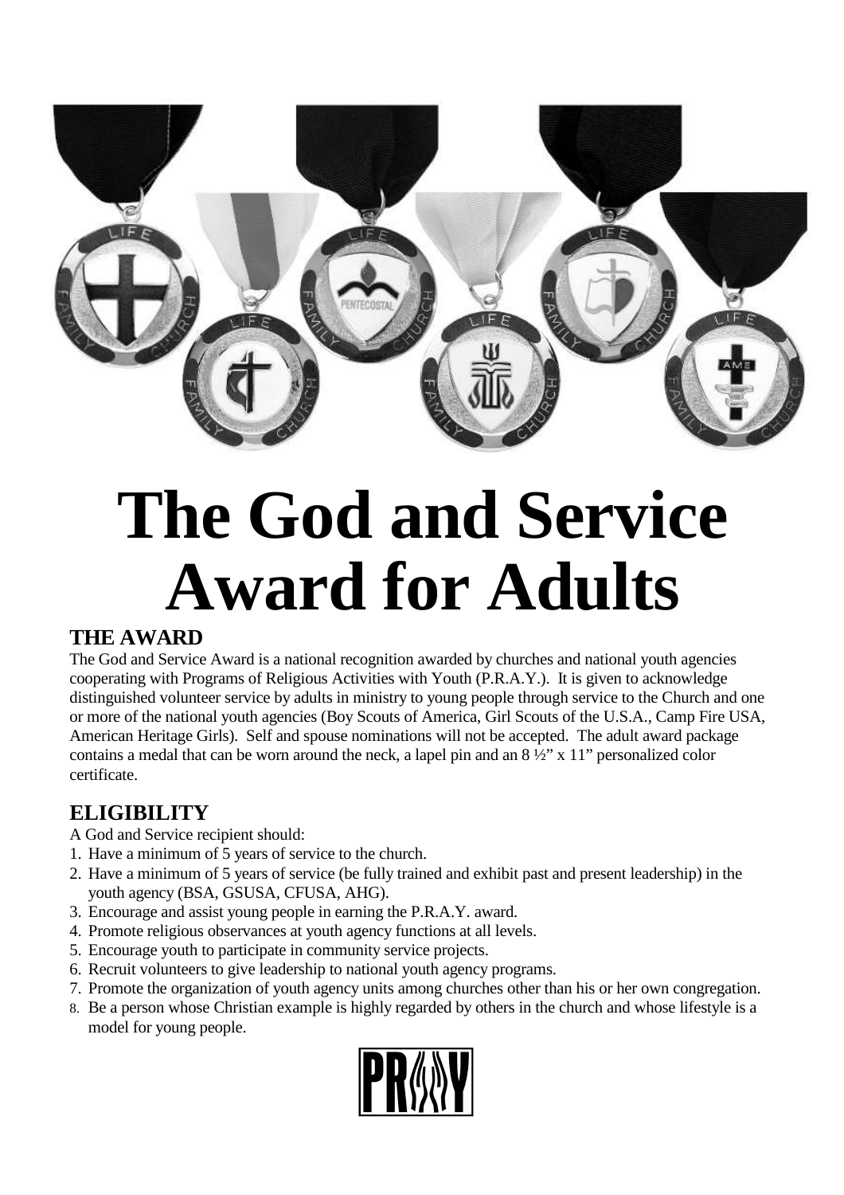# The God and Service Award for Adults

## THE AWARD

The God and Service Award is a national recognition awarded by churches and national youth agencies cooperating with Programs of Religious Activities with Youth (P.R.A.Y.). It is given to acknowledge distinguished volunteer service by adults in ministry to young people through service to the Church and one or more of the national youth agencies (Boy Scouts of America, Girl Scouts of the U.S.A., Camp Fire USA, American Heritage Girls). Self and spouse nominations will not be accepted. The adult award package contains a medal that can be worn around the neck, a lapel pin and an 8 ½" x 11" personalized color certificate.

## ELIGIBILITY

A God and Service recipient should:

1. Have a minimum of 5 years of service to the church.
2. Have a minimum of 5 years of service (be fully trained and exhibit past and present leadership) in the youth agency (BSA, GSUSA, CFUSA, AHG).
3. Encourage and assist young people in earning the P.R.A.Y. award.
4. Promote religious observances at youth agency functions at all levels.
5. Encourage youth to participate in community service projects.
6. Recruit volunteers to give leadership to national youth agency programs.
7. Promote the organization of youth agency units among churches other than his or her own congregation.
8. Be a person whose Christian example is highly regarded by others in the church and whose lifestyle is a model for young people.

PRAY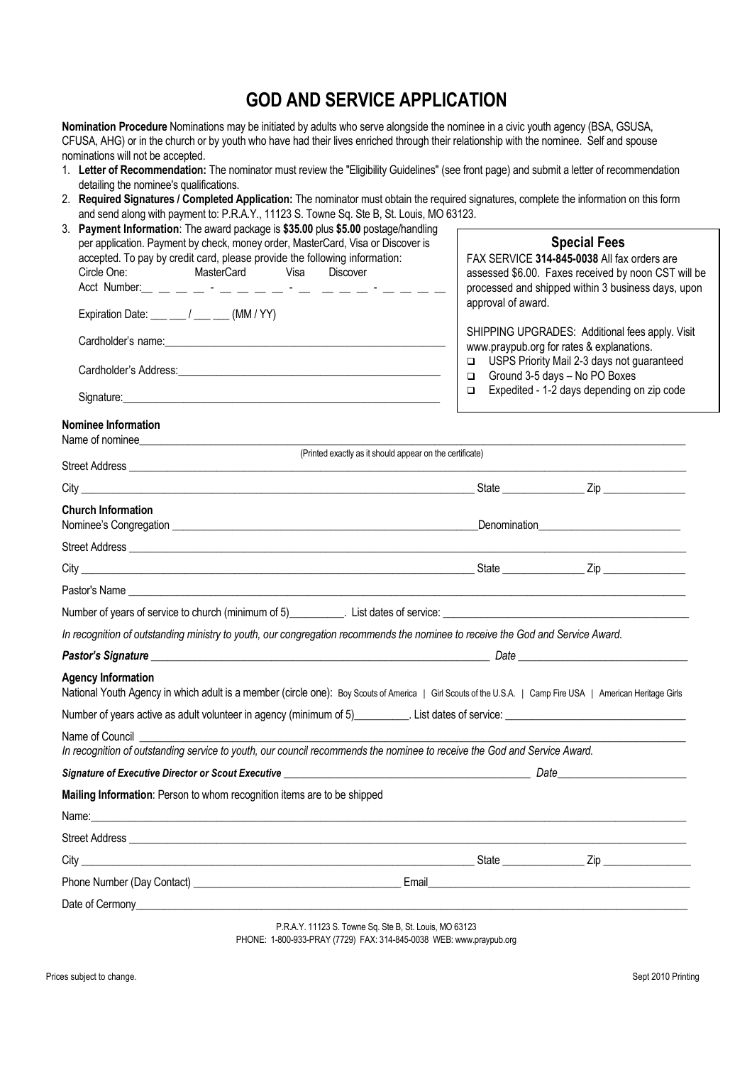# GOD AND SERVICE APPLICATION

**Nomination Procedure** Nominations may be initiated by adults who serve alongside the nominee in a civic youth agency (BSA, GSUSA, CFUSA, AHG) or in the church or by youth who have had their lives enriched through their relationship with the nominee. Self and spouse nominations will not be accepted.

1. **Letter of Recommendation:** The nominator must review the "Eligibility Guidelines" (see front page) and submit a letter of recommendation detailing the nominee's qualifications.
2. **Required Signatures / Completed Application:** The nominator must obtain the required signatures, complete the information on this form and send along with payment to: P.R.A.Y., 11123 S. Towne Sq. Ste B, St. Louis, MO 63123.
3. **Payment Information**: The award package is **$35.00** plus **$5.00** postage/handling per application. Payment by check, money order, MasterCard, Visa or Discover is accepted. To pay by credit card, please provide the following information:

   Circle One: MasterCard Visa Discover

   Acct Number:_ _ _ _ - _ _ _ _ - _ _ _ _ - _ _ _ _

   Expiration Date: ___ ___ / ___ ___ (MM / YY)

   Cardholder's name:______________________________

   Cardholder's Address:______________________________

   Signature:______________________________

**Special Fees**

FAX SERVICE **314-845-0038** All fax orders are assessed $6.00. Faxes received by noon CST will be processed and shipped within 3 business days, upon approval of award.

SHIPPING UPGRADES: Additional fees apply. Visit www.praypub.org for rates & explanations.

- ☐ USPS Priority Mail 2-3 days not guaranteed
- ☐ Ground 3-5 days – No PO Boxes
- ☐ Expedited - 1-2 days depending on zip code

**Nominee Information**

Name of nominee______________________________

(Printed exactly as it should appear on the certificate)

Street Address ______________________________

City ______________________________ State ______________ Zip ______________

**Church Information**

Nominee's Congregation ______________________________Denomination______________________________

Street Address ______________________________

City ______________________________ State ______________ Zip ______________

Pastor's Name ______________________________

Number of years of service to church (minimum of 5)__________. List dates of service: ______________________________

*In recognition of outstanding ministry to youth, our congregation recommends the nominee to receive the God and Service Award.*

***Pastor's Signature*** ______________________________ *Date* ______________________________

**Agency Information**

National Youth Agency in which adult is a member (circle one): Boy Scouts of America | Girl Scouts of the U.S.A. | Camp Fire USA | American Heritage Girls

Number of years active as adult volunteer in agency (minimum of 5)__________. List dates of service: ______________________________

Name of Council ______________________________

*In recognition of outstanding service to youth, our council recommends the nominee to receive the God and Service Award.*

***Signature of Executive Director or Scout Executive*** ______________________________ *Date*______________________________

**Mailing Information**: Person to whom recognition items are to be shipped

Name:______________________________

Street Address ______________________________

City ______________________________ State ______________ Zip ______________

Phone Number (Day Contact) ______________________________ Email______________________________

Date of Cermony______________________________

P.R.A.Y. 11123 S. Towne Sq. Ste B, St. Louis, MO 63123
PHONE: 1-800-933-PRAY (7729) FAX: 314-845-0038 WEB: www.praypub.org

Prices subject to change.

Sept 2010 Printing